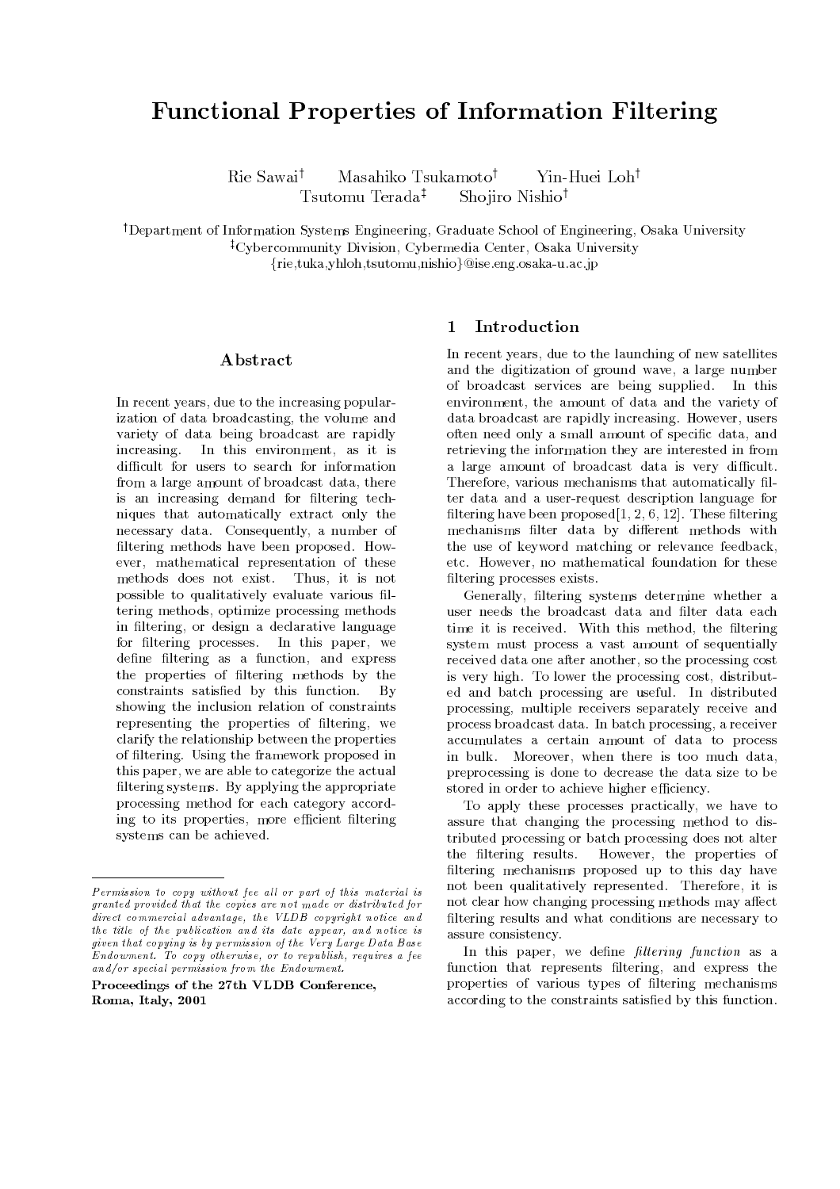# Functional Properties of Information Filtering

Rie Sawai[†] Masahiko Tsukamoto[†] Yin-Huei Loh[†]
Tsutomu Terada[‡] Shojiro Nishio[†]

[†]Department of Information Systems Engineering, Graduate School of Engineering, Osaka University
[‡]Cybercommunity Division, Cybermedia Center, Osaka University
{rie,tuka,yhloh,tsutomu,nishio}@ise.eng.osaka-u.ac.jp

## Abstract

In recent years, due to the increasing popularization of data broadcasting, the volume and variety of data being broadcast are rapidly increasing. In this environment, as it is difficult for users to search for information from a large amount of broadcast data, there is an increasing demand for filtering techniques that automatically extract only the necessary data. Consequently, a number of filtering methods have been proposed. However, mathematical representation of these methods does not exist. Thus, it is not possible to qualitatively evaluate various filtering methods, optimize processing methods in filtering, or design a declarative language for filtering processes. In this paper, we define filtering as a function, and express the properties of filtering methods by the constraints satisfied by this function. By showing the inclusion relation of constraints representing the properties of filtering, we clarify the relationship between the properties of filtering. Using the framework proposed in this paper, we are able to categorize the actual filtering systems. By applying the appropriate processing method for each category according to its properties, more efficient filtering systems can be achieved.

*Permission to copy without fee all or part of this material is granted provided that the copies are not made or distributed for direct commercial advantage, the VLDB copyright notice and the title of the publication and its date appear, and notice is given that copying is by permission of the Very Large Data Base Endowment. To copy otherwise, or to republish, requires a fee and/or special permission from the Endowment.*

**Proceedings of the 27th VLDB Conference, Roma, Italy, 2001**

## 1 Introduction

In recent years, due to the launching of new satellites and the digitization of ground wave, a large number of broadcast services are being supplied. In this environment, the amount of data and the variety of data broadcast are rapidly increasing. However, users often need only a small amount of specific data, and retrieving the information they are interested in from a large amount of broadcast data is very difficult. Therefore, various mechanisms that automatically filter data and a user-request description language for filtering have been proposed[1, 2, 6, 12]. These filtering mechanisms filter data by different methods with the use of keyword matching or relevance feedback, etc. However, no mathematical foundation for these filtering processes exists.

Generally, filtering systems determine whether a user needs the broadcast data and filter data each time it is received. With this method, the filtering system must process a vast amount of sequentially received data one after another, so the processing cost is very high. To lower the processing cost, distributed and batch processing are useful. In distributed processing, multiple receivers separately receive and process broadcast data. In batch processing, a receiver accumulates a certain amount of data to process in bulk. Moreover, when there is too much data, preprocessing is done to decrease the data size to be stored in order to achieve higher efficiency.

To apply these processes practically, we have to assure that changing the processing method to distributed processing or batch processing does not alter the filtering results. However, the properties of filtering mechanisms proposed up to this day have not been qualitatively represented. Therefore, it is not clear how changing processing methods may affect filtering results and what conditions are necessary to assure consistency.

In this paper, we define *filtering function* as a function that represents filtering, and express the properties of various types of filtering mechanisms according to the constraints satisfied by this function.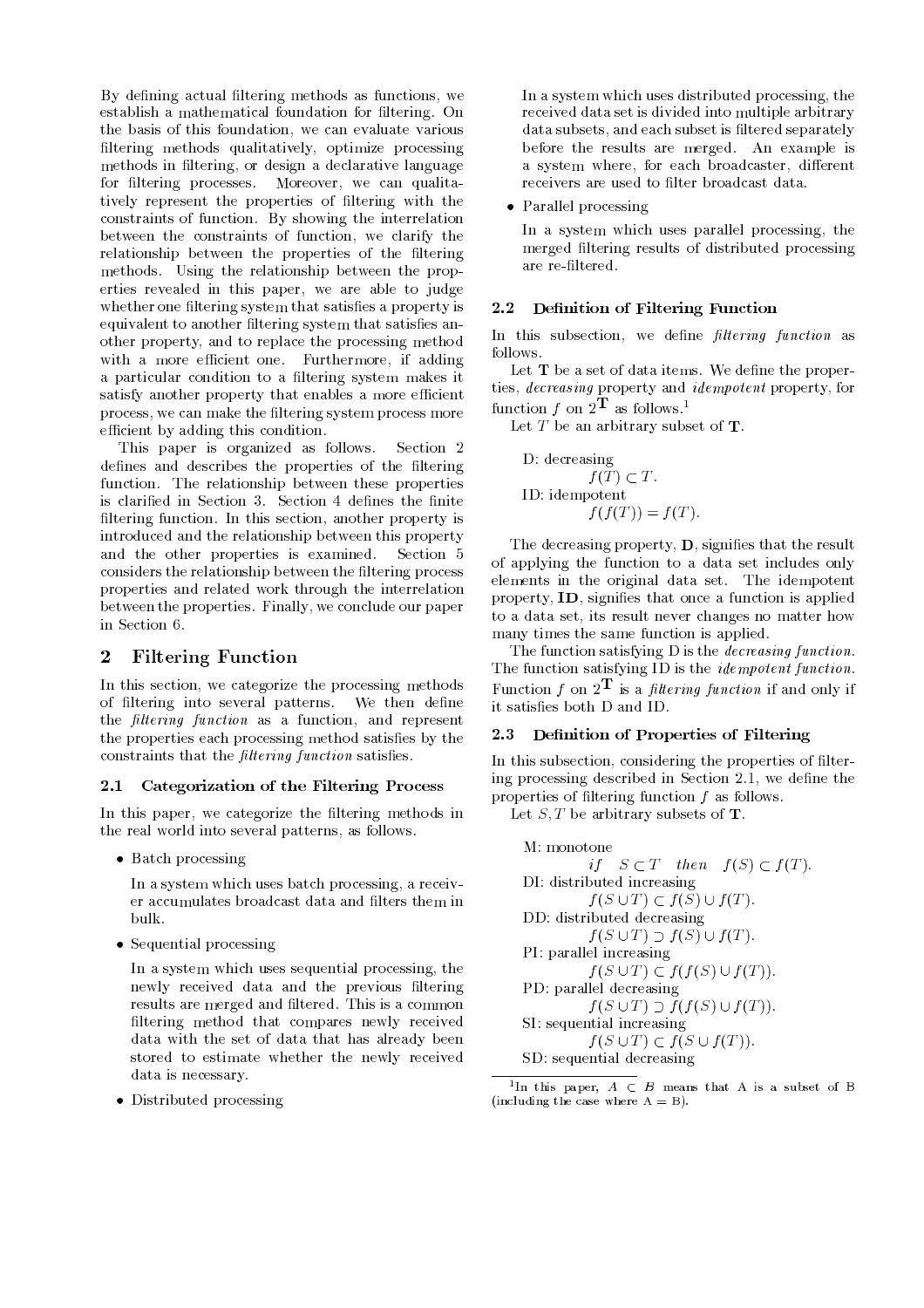By defining actual filtering methods as functions, we establish a mathematical foundation for filtering. On the basis of this foundation, we can evaluate various filtering methods qualitatively, optimize processing methods in filtering, or design a declarative language for filtering processes. Moreover, we can qualitatively represent the properties of filtering with the constraints of function. By showing the interrelation between the constraints of function, we clarify the relationship between the properties of the filtering methods. Using the relationship between the properties revealed in this paper, we are able to judge whether one filtering system that satisfies a property is equivalent to another filtering system that satisfies another property, and to replace the processing method with a more efficient one. Furthermore, if adding a particular condition to a filtering system makes it satisfy another property that enables a more efficient process, we can make the filtering system process more efficient by adding this condition.

This paper is organized as follows. Section 2 defines and describes the properties of the filtering function. The relationship between these properties is clarified in Section 3. Section 4 defines the finite filtering function. In this section, another property is introduced and the relationship between this property and the other properties is examined. Section 5 considers the relationship between the filtering process properties and related work through the interrelation between the properties. Finally, we conclude our paper in Section 6.

## 2 Filtering Function

In this section, we categorize the processing methods of filtering into several patterns. We then define the *filtering function* as a function, and represent the properties each processing method satisfies by the constraints that the *filtering function* satisfies.

### 2.1 Categorization of the Filtering Process

In this paper, we categorize the filtering methods in the real world into several patterns, as follows.

- Batch processing

  In a system which uses batch processing, a receiver accumulates broadcast data and filters them in bulk.

- Sequential processing

  In a system which uses sequential processing, the newly received data and the previous filtering results are merged and filtered. This is a common filtering method that compares newly received data with the set of data that has already been stored to estimate whether the newly received data is necessary.

- Distributed processing

  In a system which uses distributed processing, the received data set is divided into multiple arbitrary data subsets, and each subset is filtered separately before the results are merged. An example is a system where, for each broadcaster, different receivers are used to filter broadcast data.

- Parallel processing

  In a system which uses parallel processing, the merged filtering results of distributed processing are re-filtered.

### 2.2 Definition of Filtering Function

In this subsection, we define *filtering function* as follows.

Let $\mathbf{T}$ be a set of data items. We define the properties, *decreasing* property and *idempotent* property, for function $f$ on $2^{\mathbf{T}}$ as follows.[1]

Let $T$ be an arbitrary subset of $\mathbf{T}$.

D: decreasing

$$f(T) \subset T.$$

ID: idempotent

$$f(f(T)) = f(T).$$

The decreasing property, **D**, signifies that the result of applying the function to a data set includes only elements in the original data set. The idempotent property, **ID**, signifies that once a function is applied to a data set, its result never changes no matter how many times the same function is applied.

The function satisfying D is the *decreasing function*. The function satisfying ID is the *idempotent function*. Function $f$ on $2^{\mathbf{T}}$ is a *filtering function* if and only if it satisfies both D and ID.

### 2.3 Definition of Properties of Filtering

In this subsection, considering the properties of filtering processing described in Section 2.1, we define the properties of filtering function $f$ as follows.

Let $S, T$ be arbitrary subsets of $\mathbf{T}$.

M: monotone

$$\textit{if} \quad S \subset T \quad \textit{then} \quad f(S) \subset f(T).$$

DI: distributed increasing

$$f(S \cup T) \subset f(S) \cup f(T).$$

DD: distributed decreasing

$$f(S \cup T) \supset f(S) \cup f(T).$$

PI: parallel increasing

$$f(S \cup T) \subset f(f(S) \cup f(T)).$$

PD: parallel decreasing

$$f(S \cup T) \supset f(f(S) \cup f(T)).$$

SI: sequential increasing

$$f(S \cup T) \subset f(S \cup f(T)).$$

SD: sequential decreasing

[1] In this paper, $A \subset B$ means that A is a subset of B (including the case where A = B).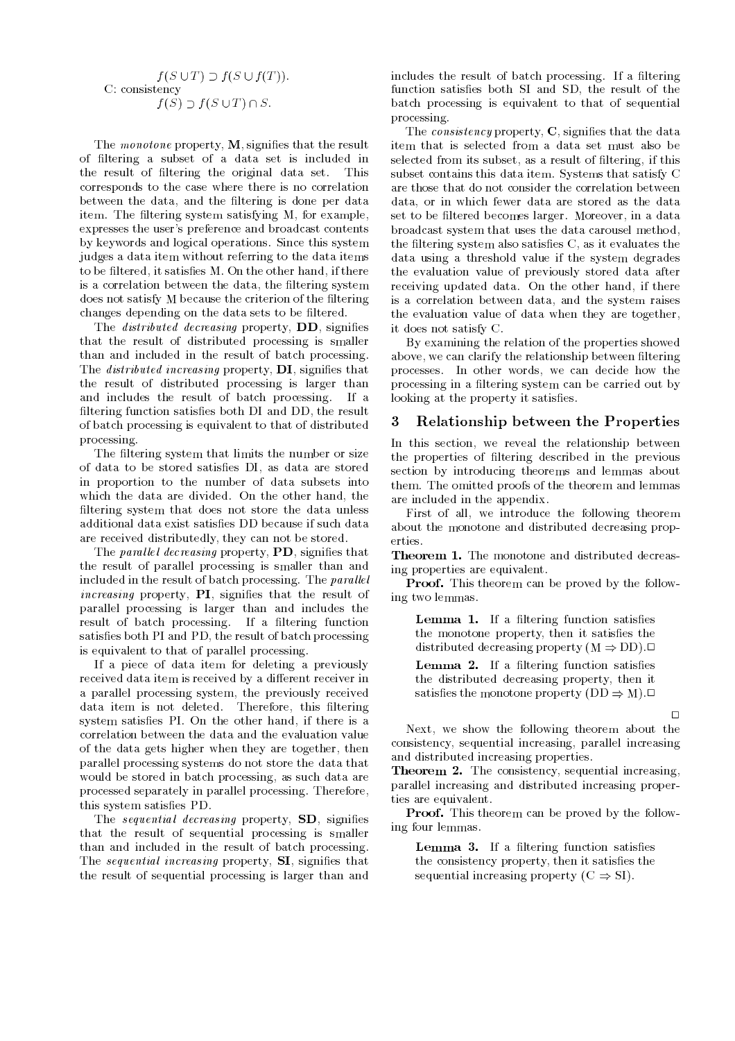$$f(S \cup T) \supset f(S \cup f(T)).$$

C: consistency

$$f(S) \supset f(S \cup T) \cap S.$$

The *monotone* property, **M**, signifies that the result of filtering a subset of a data set is included in the result of filtering the original data set. This corresponds to the case where there is no correlation between the data, and the filtering is done per data item. The filtering system satisfying M, for example, expresses the user's preference and broadcast contents by keywords and logical operations. Since this system judges a data item without referring to the data items to be filtered, it satisfies M. On the other hand, if there is a correlation between the data, the filtering system does not satisfy M because the criterion of the filtering changes depending on the data sets to be filtered.

The *distributed decreasing* property, **DD**, signifies that the result of distributed processing is smaller than and included in the result of batch processing. The *distributed increasing* property, **DI**, signifies that the result of distributed processing is larger than and includes the result of batch processing. If a filtering function satisfies both DI and DD, the result of batch processing is equivalent to that of distributed processing.

The filtering system that limits the number or size of data to be stored satisfies DI, as data are stored in proportion to the number of data subsets into which the data are divided. On the other hand, the filtering system that does not store the data unless additional data exist satisfies DD because if such data are received distributedly, they can not be stored.

The *parallel decreasing* property, **PD**, signifies that the result of parallel processing is smaller than and included in the result of batch processing. The *parallel increasing* property, **PI**, signifies that the result of parallel processing is larger than and includes the result of batch processing. If a filtering function satisfies both PI and PD, the result of batch processing is equivalent to that of parallel processing.

If a piece of data item for deleting a previously received data item is received by a different receiver in a parallel processing system, the previously received data item is not deleted. Therefore, this filtering system satisfies PI. On the other hand, if there is a correlation between the data and the evaluation value of the data gets higher when they are together, then parallel processing systems do not store the data that would be stored in batch processing, as such data are processed separately in parallel processing. Therefore, this system satisfies PD.

The *sequential decreasing* property, **SD**, signifies that the result of sequential processing is smaller than and included in the result of batch processing. The *sequential increasing* property, **SI**, signifies that the result of sequential processing is larger than and includes the result of batch processing. If a filtering function satisfies both SI and SD, the result of the batch processing is equivalent to that of sequential processing.

The *consistency* property, **C**, signifies that the data item that is selected from a data set must also be selected from its subset, as a result of filtering, if this subset contains this data item. Systems that satisfy C are those that do not consider the correlation between data, or in which fewer data are stored as the data set to be filtered becomes larger. Moreover, in a data broadcast system that uses the data carousel method, the filtering system also satisfies C, as it evaluates the data using a threshold value if the system degrades the evaluation value of previously stored data after receiving updated data. On the other hand, if there is a correlation between data, and the system raises the evaluation value of data when they are together, it does not satisfy C.

By examining the relation of the properties showed above, we can clarify the relationship between filtering processes. In other words, we can decide how the processing in a filtering system can be carried out by looking at the property it satisfies.

## 3 Relationship between the Properties

In this section, we reveal the relationship between the properties of filtering described in the previous section by introducing theorems and lemmas about them. The omitted proofs of the theorem and lemmas are included in the appendix.

First of all, we introduce the following theorem about the monotone and distributed decreasing properties.

**Theorem 1.** The monotone and distributed decreasing properties are equivalent.

**Proof.** This theorem can be proved by the following two lemmas.

> **Lemma 1.** If a filtering function satisfies the monotone property, then it satisfies the distributed decreasing property ($M \Rightarrow DD$).□
>
> **Lemma 2.** If a filtering function satisfies the distributed decreasing property, then it satisfies the monotone property ($DD \Rightarrow M$).□

□

Next, we show the following theorem about the consistency, sequential increasing, parallel increasing and distributed increasing properties.

**Theorem 2.** The consistency, sequential increasing, parallel increasing and distributed increasing properties are equivalent.

**Proof.** This theorem can be proved by the following four lemmas.

> **Lemma 3.** If a filtering function satisfies the consistency property, then it satisfies the sequential increasing property ($C \Rightarrow SI$).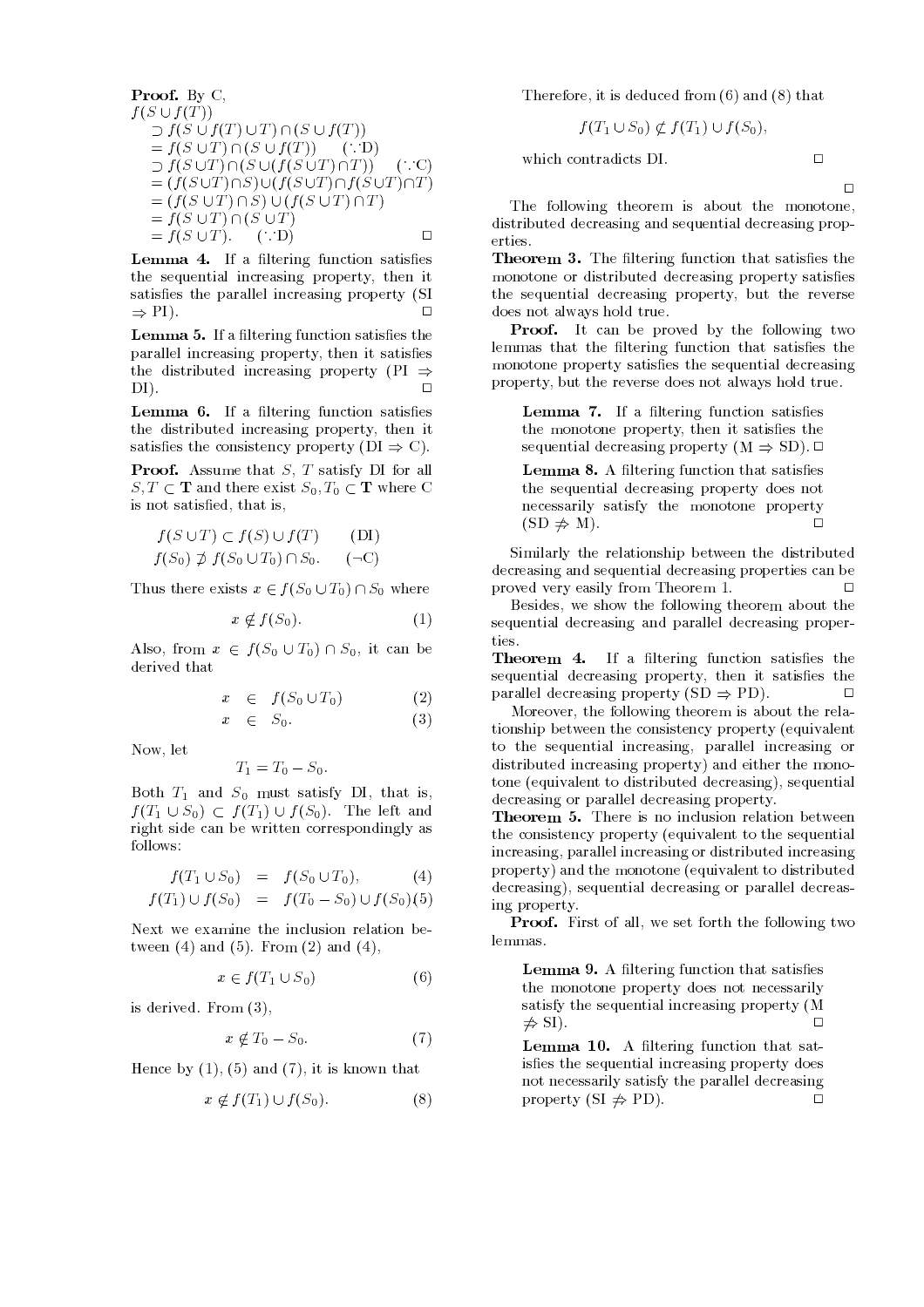**Proof.** By C,

$$
\begin{aligned}
& f(S \cup f(T)) \\
& \supset f(S \cup f(T) \cup T) \cap (S \cup f(T)) \\
& = f(S \cup T) \cap (S \cup f(T)) \quad (\because \text{D}) \\
& \supset f(S \cup T) \cap (S \cup (f(S \cup T) \cap T)) \quad (\because \text{C}) \\
& = (f(S \cup T) \cap S) \cup (f(S \cup T) \cap f(S \cup T) \cap T) \\
& = (f(S \cup T) \cap S) \cup (f(S \cup T) \cap T) \\
& = f(S \cup T) \cap (S \cup T) \\
& = f(S \cup T). \quad (\because \text{D})
\end{aligned}
$$

□

**Lemma 4.** If a filtering function satisfies the sequential increasing property, then it satisfies the parallel increasing property (SI $\Rightarrow$ PI). □

**Lemma 5.** If a filtering function satisfies the parallel increasing property, then it satisfies the distributed increasing property (PI $\Rightarrow$ DI). □

**Lemma 6.** If a filtering function satisfies the distributed increasing property, then it satisfies the consistency property (DI $\Rightarrow$ C).

**Proof.** Assume that $S$, $T$ satisfy DI for all $S, T \subset \mathbf{T}$ and there exist $S_0, T_0 \subset \mathbf{T}$ where C is not satisfied, that is,

$$
\begin{aligned}
f(S \cup T) &\subset f(S) \cup f(T) \qquad (\text{DI}) \\
f(S_0) &\not\supset f(S_0 \cup T_0) \cap S_0. \qquad (\neg\text{C})
\end{aligned}
$$

Thus there exists $x \in f(S_0 \cup T_0) \cap S_0$ where

$$
x \notin f(S_0). \tag{1}
$$

Also, from $x \in f(S_0 \cup T_0) \cap S_0$, it can be derived that

$$
\begin{aligned}
x &\in f(S_0 \cup T_0) \qquad (2) \\
x &\in S_0. \qquad (3)
\end{aligned}
$$

Now, let

$$
T_1 = T_0 - S_0.
$$

Both $T_1$ and $S_0$ must satisfy DI, that is, $f(T_1 \cup S_0) \subset f(T_1) \cup f(S_0)$. The left and right side can be written correspondingly as follows:

$$
\begin{aligned}
f(T_1 \cup S_0) &= f(S_0 \cup T_0), \qquad (4) \\
f(T_1) \cup f(S_0) &= f(T_0 - S_0) \cup f(S_0) \qquad (5)
\end{aligned}
$$

Next we examine the inclusion relation between (4) and (5). From (2) and (4),

$$
x \in f(T_1 \cup S_0) \tag{6}
$$

is derived. From (3),

$$
x \notin T_0 - S_0. \tag{7}
$$

Hence by (1), (5) and (7), it is known that

$$
x \notin f(T_1) \cup f(S_0). \tag{8}
$$

Therefore, it is deduced from (6) and (8) that

$$
f(T_1 \cup S_0) \not\subset f(T_1) \cup f(S_0),
$$

which contradicts DI. □

□

The following theorem is about the monotone, distributed decreasing and sequential decreasing properties.

**Theorem 3.** The filtering function that satisfies the monotone or distributed decreasing property satisfies the sequential decreasing property, but the reverse does not always hold true.

**Proof.** It can be proved by the following two lemmas that the filtering function that satisfies the monotone property satisfies the sequential decreasing property, but the reverse does not always hold true.

> **Lemma 7.** If a filtering function satisfies the monotone property, then it satisfies the sequential decreasing property (M $\Rightarrow$ SD). □
>
> **Lemma 8.** A filtering function that satisfies the sequential decreasing property does not necessarily satisfy the monotone property (SD $\not\Rightarrow$ M). □

Similarly the relationship between the distributed decreasing and sequential decreasing properties can be proved very easily from Theorem 1. □

Besides, we show the following theorem about the sequential decreasing and parallel decreasing properties.

**Theorem 4.** If a filtering function satisfies the sequential decreasing property, then it satisfies the parallel decreasing property (SD $\Rightarrow$ PD). □

Moreover, the following theorem is about the relationship between the consistency property (equivalent to the sequential increasing, parallel increasing or distributed increasing property) and either the monotone (equivalent to distributed decreasing), sequential decreasing or parallel decreasing property.

**Theorem 5.** There is no inclusion relation between the consistency property (equivalent to the sequential increasing, parallel increasing or distributed increasing property) and the monotone (equivalent to distributed decreasing), sequential decreasing or parallel decreasing property.

**Proof.** First of all, we set forth the following two lemmas.

> **Lemma 9.** A filtering function that satisfies the monotone property does not necessarily satisfy the sequential increasing property (M $\not\Rightarrow$ SI). □
>
> **Lemma 10.** A filtering function that satisfies the sequential increasing property does not necessarily satisfy the parallel decreasing property (SI $\not\Rightarrow$ PD). □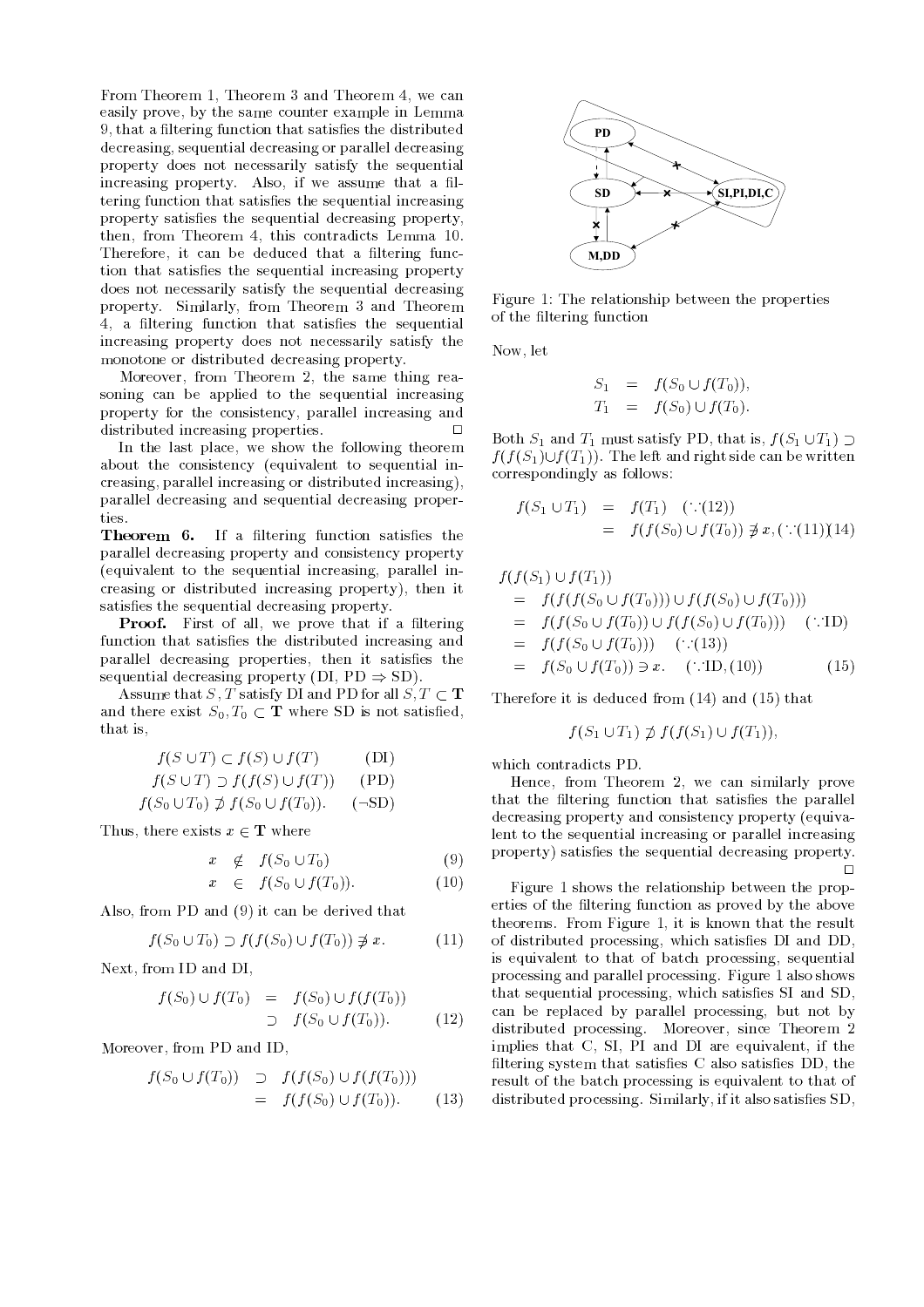From Theorem 1, Theorem 3 and Theorem 4, we can easily prove, by the same counter example in Lemma 9, that a filtering function that satisfies the distributed decreasing, sequential decreasing or parallel decreasing property does not necessarily satisfy the sequential increasing property. Also, if we assume that a filtering function that satisfies the sequential increasing property satisfies the sequential decreasing property, then, from Theorem 4, this contradicts Lemma 10. Therefore, it can be deduced that a filtering function that satisfies the sequential increasing property does not necessarily satisfy the sequential decreasing property. Similarly, from Theorem 3 and Theorem 4, a filtering function that satisfies the sequential increasing property does not necessarily satisfy the monotone or distributed decreasing property.

Moreover, from Theorem 2, the same thing reasoning can be applied to the sequential increasing property for the consistency, parallel increasing and distributed increasing properties. □

In the last place, we show the following theorem about the consistency (equivalent to sequential increasing, parallel increasing or distributed increasing), parallel decreasing and sequential decreasing properties.

**Theorem 6.** If a filtering function satisfies the parallel decreasing property and consistency property (equivalent to the sequential increasing, parallel increasing or distributed increasing property), then it satisfies the sequential decreasing property.

**Proof.** First of all, we prove that if a filtering function that satisfies the distributed increasing and parallel decreasing properties, then it satisfies the sequential decreasing property (DI, PD $\Rightarrow$ SD).

Assume that $S, T$ satisfy DI and PD for all $S, T \subset \mathbf{T}$ and there exist $S_0, T_0 \subset \mathbf{T}$ where SD is not satisfied, that is,

$$f(S \cup T) \subset f(S) \cup f(T) \qquad \text{(DI)}$$
$$f(S \cup T) \supset f(f(S) \cup f(T)) \qquad \text{(PD)}$$
$$f(S_0 \cup T_0) \not\supset f(S_0 \cup f(T_0)). \qquad (\neg\text{SD})$$

Thus, there exists $x \in \mathbf{T}$ where

$$x \notin f(S_0 \cup T_0) \qquad (9)$$
$$x \in f(S_0 \cup f(T_0)). \qquad (10)$$

Also, from PD and (9) it can be derived that

$$f(S_0 \cup T_0) \supset f(f(S_0) \cup f(T_0)) \not\ni x. \qquad (11)$$

Next, from ID and DI,

$$\begin{aligned} f(S_0) \cup f(T_0) &= f(S_0) \cup f(f(T_0)) \\ &\supset f(S_0 \cup f(T_0)). \end{aligned} \qquad (12)$$

Moreover, from PD and ID,

$$\begin{aligned} f(S_0 \cup f(T_0)) &\supset f(f(S_0) \cup f(f(T_0))) \\ &= f(f(S_0) \cup f(T_0)). \end{aligned} \qquad (13)$$

Figure 1: The relationship between the properties of the filtering function

Now, let

$$S_1 = f(S_0 \cup f(T_0)),$$
$$T_1 = f(S_0) \cup f(T_0).$$

Both $S_1$ and $T_1$ must satisfy PD, that is, $f(S_1 \cup T_1) \supset f(f(S_1) \cup f(T_1))$. The left and right side can be written correspondingly as follows:

$$\begin{aligned} f(S_1 \cup T_1) &= f(T_1) \quad (\because (12)) \\ &= f(f(S_0) \cup f(T_0)) \not\ni x, (\because (11)) \end{aligned} \qquad (14)$$

$$\begin{aligned} &f(f(S_1) \cup f(T_1)) \\ &= f(f(f(S_0 \cup f(T_0))) \cup f(f(S_0) \cup f(T_0))) \\ &= f(f(S_0 \cup f(T_0)) \cup f(f(S_0) \cup f(T_0))) \quad (\because \text{ID}) \\ &= f(f(S_0 \cup f(T_0))) \quad (\because (13)) \\ &= f(S_0 \cup f(T_0)) \ni x. \quad (\because \text{ID}, (10)) \end{aligned} \qquad (15)$$

Therefore it is deduced from (14) and (15) that

$$f(S_1 \cup T_1) \not\supset f(f(S_1) \cup f(T_1)),$$

which contradicts PD.

Hence, from Theorem 2, we can similarly prove that the filtering function that satisfies the parallel decreasing property and consistency property (equivalent to the sequential increasing or parallel increasing property) satisfies the sequential decreasing property. □

Figure 1 shows the relationship between the properties of the filtering function as proved by the above theorems. From Figure 1, it is known that the result of distributed processing, which satisfies DI and DD, is equivalent to that of batch processing, sequential processing and parallel processing. Figure 1 also shows that sequential processing, which satisfies SI and SD, can be replaced by parallel processing, but not by distributed processing. Moreover, since Theorem 2 implies that C, SI, PI and DI are equivalent, if the filtering system that satisfies C also satisfies DD, the result of the batch processing is equivalent to that of distributed processing. Similarly, if it also satisfies SD,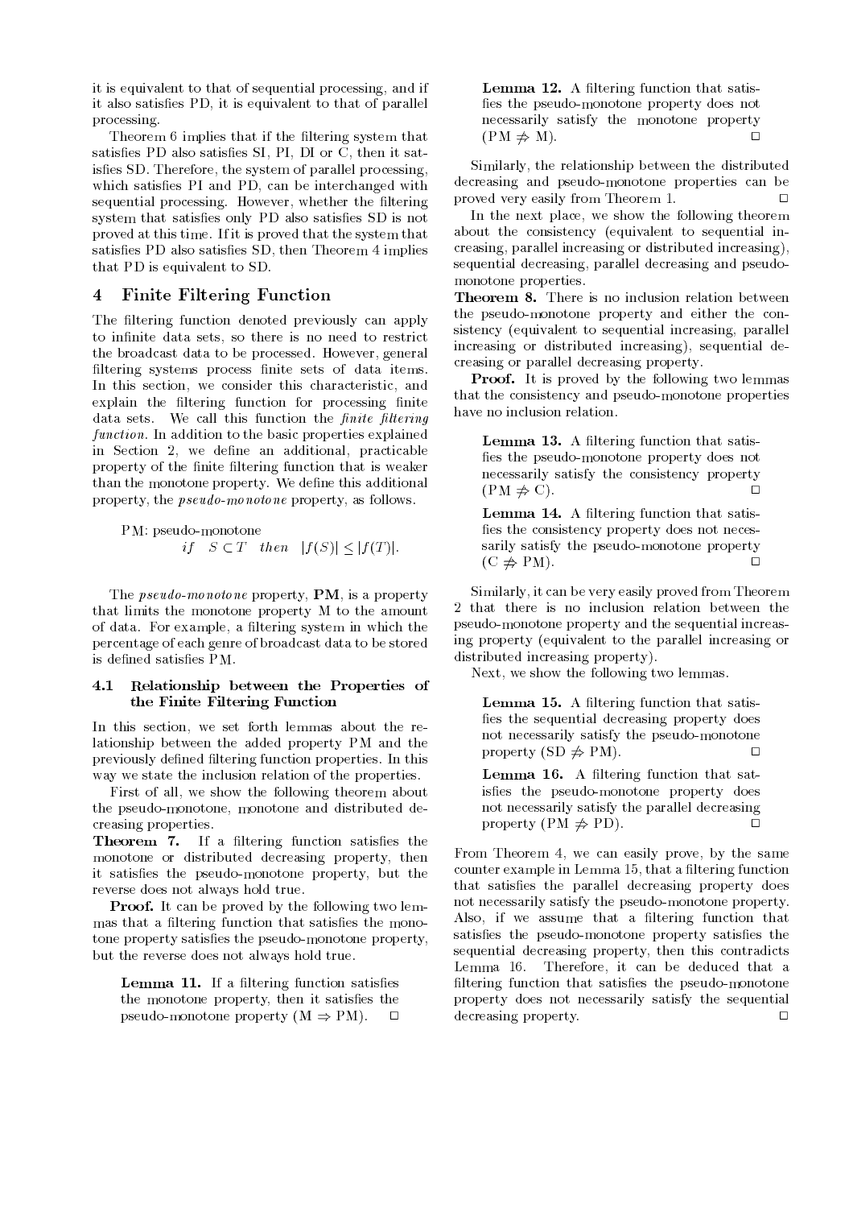it is equivalent to that of sequential processing, and if it also satisfies PD, it is equivalent to that of parallel processing.

Theorem 6 implies that if the filtering system that satisfies PD also satisfies SI, PI, DI or C, then it satisfies SD. Therefore, the system of parallel processing, which satisfies PI and PD, can be interchanged with sequential processing. However, whether the filtering system that satisfies only PD also satisfies SD is not proved at this time. If it is proved that the system that satisfies PD also satisfies SD, then Theorem 4 implies that PD is equivalent to SD.

## 4 Finite Filtering Function

The filtering function denoted previously can apply to infinite data sets, so there is no need to restrict the broadcast data to be processed. However, general filtering systems process finite sets of data items. In this section, we consider this characteristic, and explain the filtering function for processing finite data sets. We call this function the *finite filtering function*. In addition to the basic properties explained in Section 2, we define an additional, practicable property of the finite filtering function that is weaker than the monotone property. We define this additional property, the *pseudo-monotone* property, as follows.

PM: pseudo-monotone

$$if \quad S \subset T \quad then \quad |f(S)| \leq |f(T)|.$$

The *pseudo-monotone* property, **PM**, is a property that limits the monotone property M to the amount of data. For example, a filtering system in which the percentage of each genre of broadcast data to be stored is defined satisfies PM.

### 4.1 Relationship between the Properties of the Finite Filtering Function

In this section, we set forth lemmas about the relationship between the added property PM and the previously defined filtering function properties. In this way we state the inclusion relation of the properties.

First of all, we show the following theorem about the pseudo-monotone, monotone and distributed decreasing properties.

**Theorem 7.** If a filtering function satisfies the monotone or distributed decreasing property, then it satisfies the pseudo-monotone property, but the reverse does not always hold true.

**Proof.** It can be proved by the following two lemmas that a filtering function that satisfies the monotone property satisfies the pseudo-monotone property, but the reverse does not always hold true.

> **Lemma 11.** If a filtering function satisfies the monotone property, then it satisfies the pseudo-monotone property ($\mathrm{M} \Rightarrow \mathrm{PM}$). □

> **Lemma 12.** A filtering function that satisfies the pseudo-monotone property does not necessarily satisfy the monotone property ($\mathrm{PM} \not\Rightarrow \mathrm{M}$). □

Similarly, the relationship between the distributed decreasing and pseudo-monotone properties can be proved very easily from Theorem 1. □

In the next place, we show the following theorem about the consistency (equivalent to sequential increasing, parallel increasing or distributed increasing), sequential decreasing, parallel decreasing and pseudo-monotone properties.

**Theorem 8.** There is no inclusion relation between the pseudo-monotone property and either the consistency (equivalent to sequential increasing, parallel increasing or distributed increasing), sequential decreasing or parallel decreasing property.

**Proof.** It is proved by the following two lemmas that the consistency and pseudo-monotone properties have no inclusion relation.

> **Lemma 13.** A filtering function that satisfies the pseudo-monotone property does not necessarily satisfy the consistency property ($\mathrm{PM} \not\Rightarrow \mathrm{C}$). □

> **Lemma 14.** A filtering function that satisfies the consistency property does not necessarily satisfy the pseudo-monotone property ($\mathrm{C} \not\Rightarrow \mathrm{PM}$). □

Similarly, it can be very easily proved from Theorem 2 that there is no inclusion relation between the pseudo-monotone property and the sequential increasing property (equivalent to the parallel increasing or distributed increasing property).

Next, we show the following two lemmas.

> **Lemma 15.** A filtering function that satisfies the sequential decreasing property does not necessarily satisfy the pseudo-monotone property ($\mathrm{SD} \not\Rightarrow \mathrm{PM}$). □

> **Lemma 16.** A filtering function that satisfies the pseudo-monotone property does not necessarily satisfy the parallel decreasing property ($\mathrm{PM} \not\Rightarrow \mathrm{PD}$). □

From Theorem 4, we can easily prove, by the same counter example in Lemma 15, that a filtering function that satisfies the parallel decreasing property does not necessarily satisfy the pseudo-monotone property. Also, if we assume that a filtering function that satisfies the pseudo-monotone property satisfies the sequential decreasing property, then this contradicts Lemma 16. Therefore, it can be deduced that a filtering function that satisfies the pseudo-monotone property does not necessarily satisfy the sequential decreasing property. □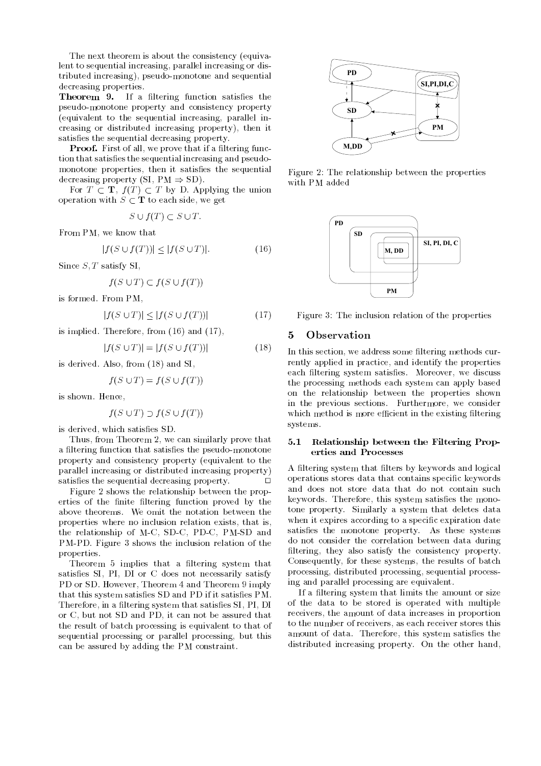The next theorem is about the consistency (equivalent to sequential increasing, parallel increasing or distributed increasing), pseudo-monotone and sequential decreasing properties.

**Theorem 9.** If a filtering function satisfies the pseudo-monotone property and consistency property (equivalent to the sequential increasing, parallel increasing or distributed increasing property), then it satisfies the sequential decreasing property.

**Proof.** First of all, we prove that if a filtering function that satisfies the sequential increasing and pseudo-monotone properties, then it satisfies the sequential decreasing property (SI, PM $\Rightarrow$ SD).

For $T \subset \mathbf{T}$, $f(T) \subset T$ by D. Applying the union operation with $S \subset \mathbf{T}$ to each side, we get

$$S \cup f(T) \subset S \cup T.$$

From PM, we know that

$$|f(S \cup f(T))| \leq |f(S \cup T)|. \tag{16}$$

Since $S, T$ satisfy SI,

$$f(S \cup T) \subset f(S \cup f(T))$$

is formed. From PM,

$$|f(S \cup T)| \leq |f(S \cup f(T))| \tag{17}$$

is implied. Therefore, from (16) and (17),

$$|f(S \cup T)| = |f(S \cup f(T))| \tag{18}$$

is derived. Also, from (18) and SI,

$$f(S \cup T) = f(S \cup f(T))$$

is shown. Hence,

$$f(S \cup T) \supset f(S \cup f(T))$$

is derived, which satisfies SD.

Thus, from Theorem 2, we can similarly prove that a filtering function that satisfies the pseudo-monotone property and consistency property (equivalent to the parallel increasing or distributed increasing property) satisfies the sequential decreasing property. $\square$

Figure 2 shows the relationship between the properties of the finite filtering function proved by the above theorems. We omit the notation between the properties where no inclusion relation exists, that is, the relationship of M-C, SD-C, PD-C, PM-SD and PM-PD. Figure 3 shows the inclusion relation of the properties.

Theorem 5 implies that a filtering system that satisfies SI, PI, DI or C does not necessarily satisfy PD or SD. However, Theorem 4 and Theorem 9 imply that this system satisfies SD and PD if it satisfies PM. Therefore, in a filtering system that satisfies SI, PI, DI or C, but not SD and PD, it can not be assured that the result of batch processing is equivalent to that of sequential processing or parallel processing, but this can be assured by adding the PM constraint.

Figure 2: The relationship between the properties with PM added

Figure 3: The inclusion relation of the properties

## 5 Observation

In this section, we address some filtering methods currently applied in practice, and identify the properties each filtering system satisfies. Moreover, we discuss the processing methods each system can apply based on the relationship between the properties shown in the previous sections. Furthermore, we consider which method is more efficient in the existing filtering systems.

### 5.1 Relationship between the Filtering Properties and Processes

A filtering system that filters by keywords and logical operations stores data that contains specific keywords and does not store data that do not contain such keywords. Therefore, this system satisfies the monotone property. Similarly a system that deletes data when it expires according to a specific expiration date satisfies the monotone property. As these systems do not consider the correlation between data during filtering, they also satisfy the consistency property. Consequently, for these systems, the results of batch processing, distributed processing, sequential processing and parallel processing are equivalent.

If a filtering system that limits the amount or size of the data to be stored is operated with multiple receivers, the amount of data increases in proportion to the number of receivers, as each receiver stores this amount of data. Therefore, this system satisfies the distributed increasing property. On the other hand,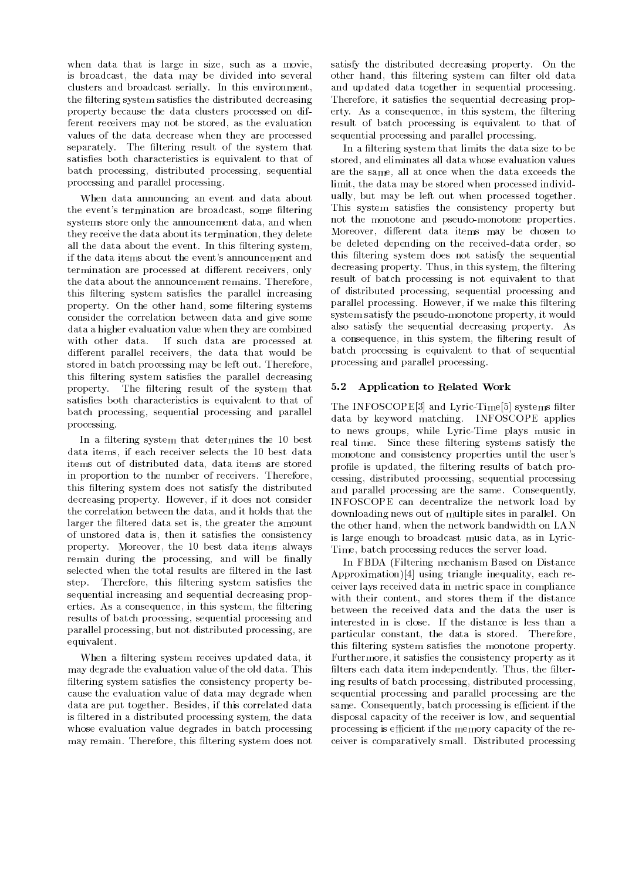when data that is large in size, such as a movie, is broadcast, the data may be divided into several clusters and broadcast serially. In this environment, the filtering system satisfies the distributed decreasing property because the data clusters processed on different receivers may not be stored, as the evaluation values of the data decrease when they are processed separately. The filtering result of the system that satisfies both characteristics is equivalent to that of batch processing, distributed processing, sequential processing and parallel processing.

When data announcing an event and data about the event's termination are broadcast, some filtering systems store only the announcement data, and when they receive the data about its termination, they delete all the data about the event. In this filtering system, if the data items about the event's announcement and termination are processed at different receivers, only the data about the announcement remains. Therefore, this filtering system satisfies the parallel increasing property. On the other hand, some filtering systems consider the correlation between data and give some data a higher evaluation value when they are combined with other data. If such data are processed at different parallel receivers, the data that would be stored in batch processing may be left out. Therefore, this filtering system satisfies the parallel decreasing property. The filtering result of the system that satisfies both characteristics is equivalent to that of batch processing, sequential processing and parallel processing.

In a filtering system that determines the 10 best data items, if each receiver selects the 10 best data items out of distributed data, data items are stored in proportion to the number of receivers. Therefore, this filtering system does not satisfy the distributed decreasing property. However, if it does not consider the correlation between the data, and it holds that the larger the filtered data set is, the greater the amount of unstored data is, then it satisfies the consistency property. Moreover, the 10 best data items always remain during the processing, and will be finally selected when the total results are filtered in the last step. Therefore, this filtering system satisfies the sequential increasing and sequential decreasing properties. As a consequence, in this system, the filtering results of batch processing, sequential processing and parallel processing, but not distributed processing, are equivalent.

When a filtering system receives updated data, it may degrade the evaluation value of the old data. This filtering system satisfies the consistency property because the evaluation value of data may degrade when data are put together. Besides, if this correlated data is filtered in a distributed processing system, the data whose evaluation value degrades in batch processing may remain. Therefore, this filtering system does not satisfy the distributed decreasing property. On the other hand, this filtering system can filter old data and updated data together in sequential processing. Therefore, it satisfies the sequential decreasing property. As a consequence, in this system, the filtering result of batch processing is equivalent to that of sequential processing and parallel processing.

In a filtering system that limits the data size to be stored, and eliminates all data whose evaluation values are the same, all at once when the data exceeds the limit, the data may be stored when processed individually, but may be left out when processed together. This system satisfies the consistency property but not the monotone and pseudo-monotone properties. Moreover, different data items may be chosen to be deleted depending on the received-data order, so this filtering system does not satisfy the sequential decreasing property. Thus, in this system, the filtering result of batch processing is not equivalent to that of distributed processing, sequential processing and parallel processing. However, if we make this filtering system satisfy the pseudo-monotone property, it would also satisfy the sequential decreasing property. As a consequence, in this system, the filtering result of batch processing is equivalent to that of sequential processing and parallel processing.

### 5.2 Application to Related Work

The INFOSCOPE[3] and Lyric-Time[5] systems filter data by keyword matching. INFOSCOPE applies to news groups, while Lyric-Time plays music in real time. Since these filtering systems satisfy the monotone and consistency properties until the user's profile is updated, the filtering results of batch processing, distributed processing, sequential processing and parallel processing are the same. Consequently, INFOSCOPE can decentralize the network load by downloading news out of multiple sites in parallel. On the other hand, when the network bandwidth on LAN is large enough to broadcast music data, as in Lyric-Time, batch processing reduces the server load.

In FBDA (Filtering mechanism Based on Distance Approximation)[4] using triangle inequality, each receiver lays received data in metric space in compliance with their content, and stores them if the distance between the received data and the data the user is interested in is close. If the distance is less than a particular constant, the data is stored. Therefore, this filtering system satisfies the monotone property. Furthermore, it satisfies the consistency property as it filters each data item independently. Thus, the filtering results of batch processing, distributed processing, sequential processing and parallel processing are the same. Consequently, batch processing is efficient if the disposal capacity of the receiver is low, and sequential processing is efficient if the memory capacity of the receiver is comparatively small. Distributed processing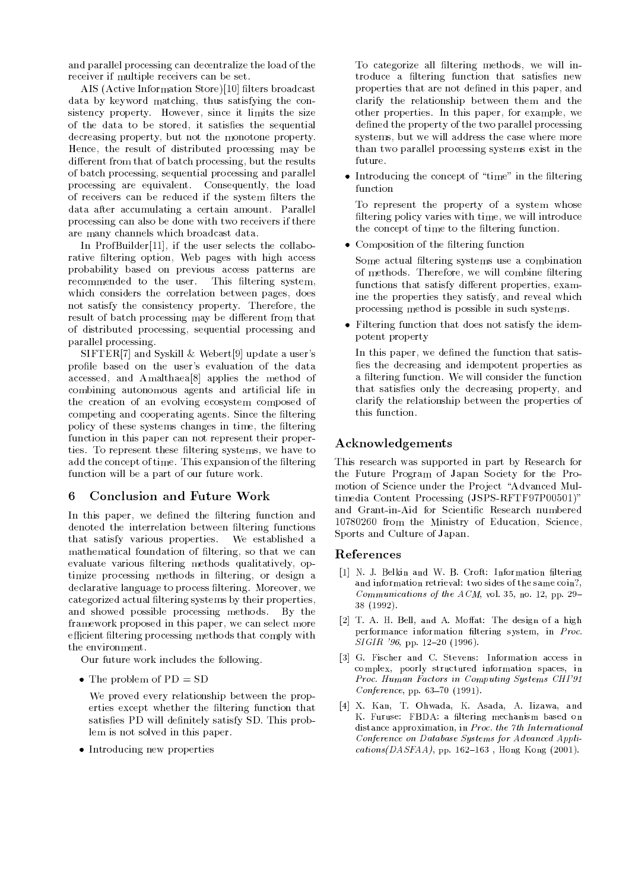and parallel processing can decentralize the load of the receiver if multiple receivers can be set.

AIS (Active Information Store)[10] filters broadcast data by keyword matching, thus satisfying the consistency property. However, since it limits the size of the data to be stored, it satisfies the sequential decreasing property, but not the monotone property. Hence, the result of distributed processing may be different from that of batch processing, but the results of batch processing, sequential processing and parallel processing are equivalent. Consequently, the load of receivers can be reduced if the system filters the data after accumulating a certain amount. Parallel processing can also be done with two receivers if there are many channels which broadcast data.

In ProfBuilder[11], if the user selects the collaborative filtering option, Web pages with high access probability based on previous access patterns are recommended to the user. This filtering system, which considers the correlation between pages, does not satisfy the consistency property. Therefore, the result of batch processing may be different from that of distributed processing, sequential processing and parallel processing.

SIFTER[7] and Syskill & Webert[9] update a user's profile based on the user's evaluation of the data accessed, and Amalthaea[8] applies the method of combining autonomous agents and artificial life in the creation of an evolving ecosystem composed of competing and cooperating agents. Since the filtering policy of these systems changes in time, the filtering function in this paper can not represent their properties. To represent these filtering systems, we have to add the concept of time. This expansion of the filtering function will be a part of our future work.

## 6 Conclusion and Future Work

In this paper, we defined the filtering function and denoted the interrelation between filtering functions that satisfy various properties. We established a mathematical foundation of filtering, so that we can evaluate various filtering methods qualitatively, optimize processing methods in filtering, or design a declarative language to process filtering. Moreover, we categorized actual filtering systems by their properties, and showed possible processing methods. By the framework proposed in this paper, we can select more efficient filtering processing methods that comply with the environment.

Our future work includes the following.

- The problem of PD = SD

  We proved every relationship between the properties except whether the filtering function that satisfies PD will definitely satisfy SD. This problem is not solved in this paper.

- Introducing new properties

  To categorize all filtering methods, we will introduce a filtering function that satisfies new properties that are not defined in this paper, and clarify the relationship between them and the other properties. In this paper, for example, we defined the property of the two parallel processing systems, but we will address the case where more than two parallel processing systems exist in the future.

- Introducing the concept of "time" in the filtering function

  To represent the property of a system whose filtering policy varies with time, we will introduce the concept of time to the filtering function.

- Composition of the filtering function

  Some actual filtering systems use a combination of methods. Therefore, we will combine filtering functions that satisfy different properties, examine the properties they satisfy, and reveal which processing method is possible in such systems.

- Filtering function that does not satisfy the idempotent property

  In this paper, we defined the function that satisfies the decreasing and idempotent properties as a filtering function. We will consider the function that satisfies only the decreasing property, and clarify the relationship between the properties of this function.

## Acknowledgements

This research was supported in part by Research for the Future Program of Japan Society for the Promotion of Science under the Project "Advanced Multimedia Content Processing (JSPS-RFTF97P00501)" and Grant-in-Aid for Scientific Research numbered 10780260 from the Ministry of Education, Science, Sports and Culture of Japan.

## References

[1] N. J. Belkin and W. B. Croft: Information filtering and information retrieval: two sides of the same coin?, *Communications of the ACM*, vol. 35, no. 12, pp. 29–38 (1992).

[2] T. A. H. Bell, and A. Moffat: The design of a high performance information filtering system, in *Proc. SIGIR '96*, pp. 12–20 (1996).

[3] G. Fischer and C. Stevens: Information access in complex, poorly structured information spaces, in *Proc. Human Factors in Computing Systems CHI'91 Conference*, pp. 63–70 (1991).

[4] X. Kan, T. Ohwada, K. Asada, A. Iizawa, and K. Furuse: FBDA: a filtering mechanism based on distance approximation, in *Proc. the 7th International Conference on Database Systems for Advanced Applications(DASFAA)*, pp. 162–163 , Hong Kong (2001).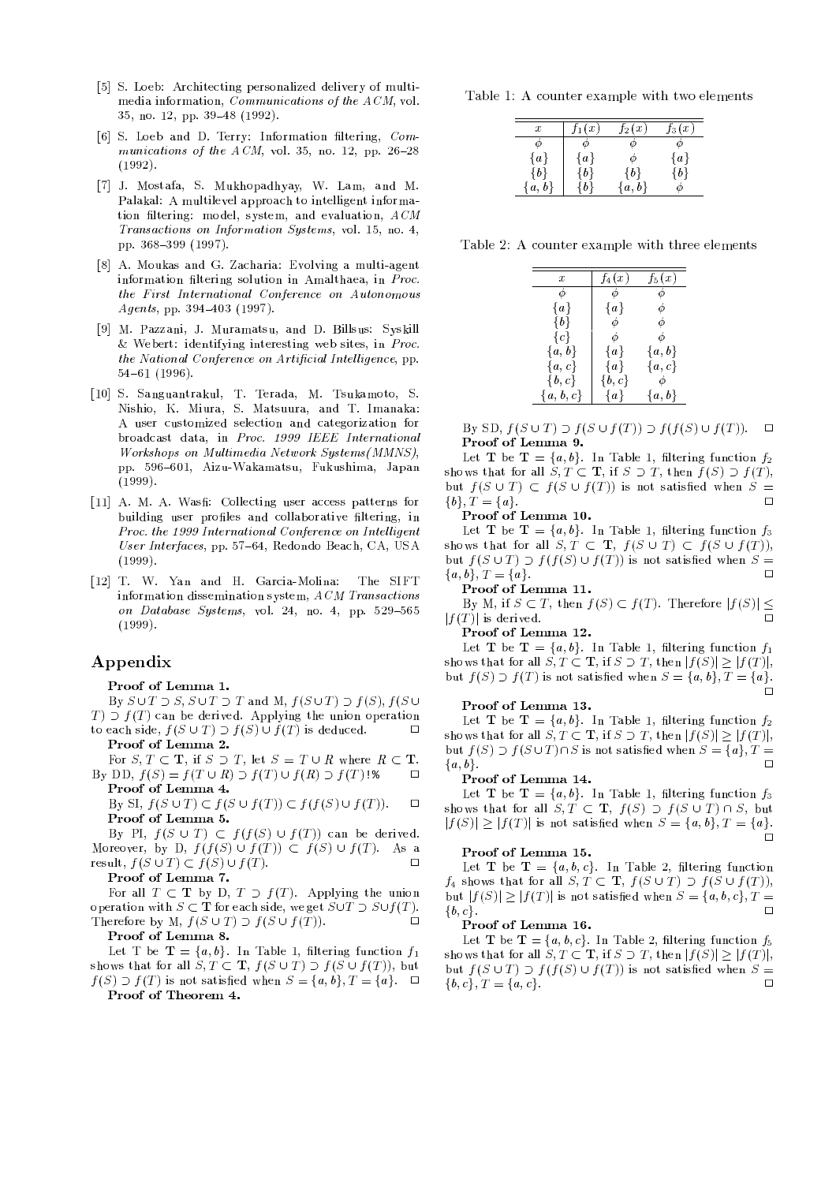[5] S. Loeb: Architecting personalized delivery of multimedia information, *Communications of the ACM*, vol. 35, no. 12, pp. 39–48 (1992).

[6] S. Loeb and D. Terry: Information filtering, *Communications of the ACM*, vol. 35, no. 12, pp. 26–28 (1992).

[7] J. Mostafa, S. Mukhopadhyay, W. Lam, and M. Palakal: A multilevel approach to intelligent information filtering: model, system, and evaluation, *ACM Transactions on Information Systems*, vol. 15, no. 4, pp. 368–399 (1997).

[8] A. Moukas and G. Zacharia: Evolving a multi-agent information filtering solution in Amalthaea, in *Proc. the First International Conference on Autonomous Agents*, pp. 394–403 (1997).

[9] M. Pazzani, J. Muramatsu, and D. Billsus: Syskill & Webert: identifying interesting web sites, in *Proc. the National Conference on Artificial Intelligence*, pp. 54–61 (1996).

[10] S. Sanguantrakul, T. Terada, M. Tsukamoto, S. Nishio, K. Miura, S. Matsuura, and T. Imanaka: A user customized selection and categorization for broadcast data, in *Proc. 1999 IEEE International Workshops on Multimedia Network Systems(MMNS)*, pp. 596–601, Aizu-Wakamatsu, Fukushima, Japan (1999).

[11] A. M. A. Wasfi: Collecting user access patterns for building user profiles and collaborative filtering, in *Proc. the 1999 International Conference on Intelligent User Interfaces*, pp. 57–64, Redondo Beach, CA, USA (1999).

[12] T. W. Yan and H. Garcia-Molina: The SIFT information dissemination system, *ACM Transactions on Database Systems*, vol. 24, no. 4, pp. 529–565 (1999).

## Appendix

**Proof of Lemma 1.**

By $S \cup T \supset S, S \cup T \supset T$ and M, $f(S \cup T) \supset f(S), f(S \cup T) \supset f(T)$ can be derived. Applying the union operation to each side, $f(S \cup T) \supset f(S) \cup f(T)$ is deduced. □

**Proof of Lemma 2.**

For $S, T \subset \mathbf{T}$, if $S \supset T$, let $S = T \cup R$ where $R \subset \mathbf{T}$. By DD, $f(S) = f(T \cup R) \supset f(T) \cup f(R) \supset f(T)$!% □

**Proof of Lemma 4.**

By SI, $f(S \cup T) \subset f(S \cup f(T)) \subset f(f(S) \cup f(T))$. □

**Proof of Lemma 5.**

By PI, $f(S \cup T) \subset f(f(S) \cup f(T))$ can be derived. Moreover, by D, $f(f(S) \cup f(T)) \subset f(S) \cup f(T)$. As a result, $f(S \cup T) \subset f(S) \cup f(T)$. □

**Proof of Lemma 7.**

For all $T \subset \mathbf{T}$ by D, $T \supset f(T)$. Applying the union operation with $S \subset \mathbf{T}$ for each side, we get $S \cup T \supset S \cup f(T)$. Therefore by M, $f(S \cup T) \supset f(S \cup f(T))$. □

**Proof of Lemma 8.**

Let T be $\mathbf{T} = \{a, b\}$. In Table 1, filtering function $f_1$ shows that for all $S, T \subset \mathbf{T}$, $f(S \cup T) \supset f(S \cup f(T))$, but $f(S) \supset f(T)$ is not satisfied when $S = \{a, b\}, T = \{a\}$. □

**Proof of Theorem 4.**

By SD, $f(S \cup T) \supset f(S \cup f(T)) \supset f(f(S) \cup f(T))$. □

**Proof of Lemma 9.**

Let $\mathbf{T}$ be $\mathbf{T} = \{a, b\}$. In Table 1, filtering function $f_2$ shows that for all $S, T \subset \mathbf{T}$, if $S \supset T$, then $f(S) \supset f(T)$, but $f(S \cup T) \subset f(S \cup f(T))$ is not satisfied when $S = \{b\}, T = \{a\}$. □

**Proof of Lemma 10.**

Let $\mathbf{T}$ be $\mathbf{T} = \{a, b\}$. In Table 1, filtering function $f_3$ shows that for all $S, T \subset \mathbf{T}$, $f(S \cup T) \subset f(S \cup f(T))$, but $f(S \cup T) \supset f(f(S) \cup f(T))$ is not satisfied when $S = \{a, b\}, T = \{a\}$. □

**Proof of Lemma 11.**

By M, if $S \subset T$, then $f(S) \subset f(T)$. Therefore $|f(S)| \leq |f(T)|$ is derived. □

**Proof of Lemma 12.**

Let $\mathbf{T}$ be $\mathbf{T} = \{a, b\}$. In Table 1, filtering function $f_1$ shows that for all $S, T \subset \mathbf{T}$, if $S \supset T$, then $|f(S)| \geq |f(T)|$, but $f(S) \supset f(T)$ is not satisfied when $S = \{a, b\}, T = \{a\}$. □

**Proof of Lemma 13.**

Let $\mathbf{T}$ be $\mathbf{T} = \{a, b\}$. In Table 1, filtering function $f_2$ shows that for all $S, T \subset \mathbf{T}$, if $S \supset T$, then $|f(S)| \geq |f(T)|$, but $f(S) \supset f(S \cup T) \cap S$ is not satisfied when $S = \{a\}, T = \{a, b\}$. □

**Proof of Lemma 14.**

Let $\mathbf{T}$ be $\mathbf{T} = \{a, b\}$. In Table 1, filtering function $f_3$ shows that for all $S, T \subset \mathbf{T}$, $f(S) \supset f(S \cup T) \cap S$, but $|f(S)| \geq |f(T)|$ is not satisfied when $S = \{a, b\}, T = \{a\}$. □

**Proof of Lemma 15.**

Let $\mathbf{T}$ be $\mathbf{T} = \{a, b, c\}$. In Table 2, filtering function $f_4$ shows that for all $S, T \subset \mathbf{T}$, $f(S \cup T) \supset f(S \cup f(T))$, but $|f(S)| \geq |f(T)|$ is not satisfied when $S = \{a, b, c\}, T = \{b, c\}$. □

**Proof of Lemma 16.**

Let $\mathbf{T}$ be $\mathbf{T} = \{a, b, c\}$. In Table 2, filtering function $f_5$ shows that for all $S, T \subset \mathbf{T}$, if $S \supset T$, then $|f(S)| \geq |f(T)|$, but $f(S \cup T) \supset f(f(S) \cup f(T))$ is not satisfied when $S = \{b, c\}, T = \{a, c\}$. □

Table 1: A counter example with two elements

| $x$ | $f_1(x)$ | $f_2(x)$ | $f_3(x)$ |
|---|---|---|---|
| $\phi$ | $\phi$ | $\phi$ | $\phi$ |
| $\{a\}$ | $\{a\}$ | $\phi$ | $\{a\}$ |
| $\{b\}$ | $\{b\}$ | $\{b\}$ | $\{b\}$ |
| $\{a, b\}$ | $\{b\}$ | $\{a, b\}$ | $\phi$ |

Table 2: A counter example with three elements

| $x$ | $f_4(x)$ | $f_5(x)$ |
|---|---|---|
| $\phi$ | $\phi$ | $\phi$ |
| $\{a\}$ | $\{a\}$ | $\phi$ |
| $\{b\}$ | $\phi$ | $\phi$ |
| $\{c\}$ | $\phi$ | $\phi$ |
| $\{a, b\}$ | $\{a\}$ | $\{a, b\}$ |
| $\{a, c\}$ | $\{a\}$ | $\{a, c\}$ |
| $\{b, c\}$ | $\{b, c\}$ | $\phi$ |
| $\{a, b, c\}$ | $\{a\}$ | $\{a, b\}$ |